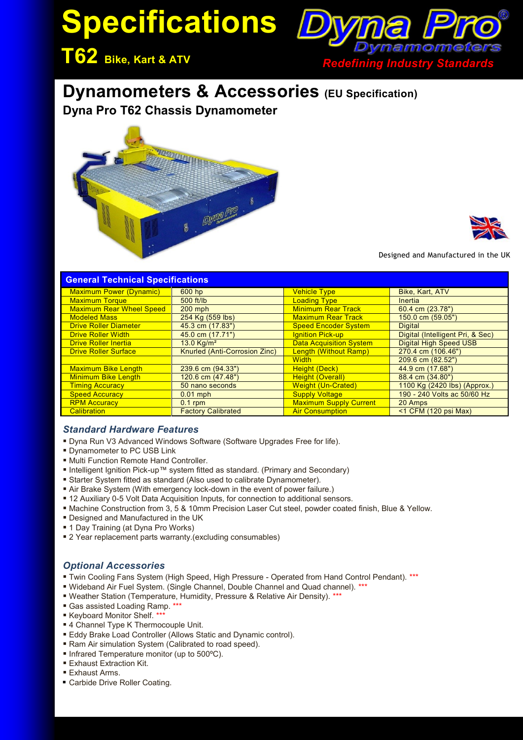# Specifications

## T62 Bike, Kart & ATV

Dyna Pro Dynamometers

*Redefining Industry Standards*

# Dynamometers & Accessories (EU Specification)

## Dyna Pro T62 Chassis Dynamometer

Designed and Manufactured in the UK

| General Technical Specifications | | | |
|---|---|---|---|
| Maximum Power (Dynamic) | 600 hp | Vehicle Type | Bike, Kart, ATV |
| Maximum Torque | 500 ft/lb | Loading Type | Inertia |
| Maximum Rear Wheel Speed | 200 mph | Minimum Rear Track | 60.4 cm (23.78") |
| Modeled Mass | 254 Kg (559 lbs) | Maximum Rear Track | 150.0 cm (59.05") |
| Drive Roller Diameter | 45.3 cm (17.83") | Speed Encoder System | Digital |
| Drive Roller Width | 45.0 cm (17.71") | Ignition Pick-up | Digital (Intelligent Pri, & Sec) |
| Drive Roller Inertia | 13.0 Kg/m² | Data Acquisition System | Digital High Speed USB |
| Drive Roller Surface | Knurled (Anti-Corrosion Zinc) | Length (Without Ramp) | 270.4 cm (106.46") |
| | | Width | 209.6 cm (82.52") |
| Maximum Bike Length | 239.6 cm (94.33") | Height (Deck) | 44.9 cm (17.68") |
| Minimum Bike Length | 120.6 cm (47.48") | Height (Overall) | 88.4 cm (34.80") |
| Timing Accuracy | 50 nano seconds | Weight (Un-Crated) | 1100 Kg (2420 lbs) (Approx.) |
| Speed Accuracy | 0.01 mph | Supply Voltage | 190 - 240 Volts ac 50/60 Hz |
| RPM Accuracy | 0.1 rpm | Maximum Supply Current | 20 Amps |
| Calibration | Factory Calibrated | Air Consumption | <1 CFM (120 psi Max) |

### *Standard Hardware Features*

- Dyna Run V3 Advanced Windows Software (Software Upgrades Free for life).
- Dynamometer to PC USB Link
- Multi Function Remote Hand Controller.
- Intelligent Ignition Pick-up™ system fitted as standard. (Primary and Secondary)
- Starter System fitted as standard (Also used to calibrate Dynamometer).
- Air Brake System (With emergency lock-down in the event of power failure.)
- 12 Auxiliary 0-5 Volt Data Acquisition Inputs, for connection to additional sensors.
- Machine Construction from 3, 5 & 10mm Precision Laser Cut steel, powder coated finish, Blue & Yellow.
- Designed and Manufactured in the UK
- 1 Day Training (at Dyna Pro Works)
- 2 Year replacement parts warranty.(excluding consumables)

### *Optional Accessories*

- Twin Cooling Fans System (High Speed, High Pressure - Operated from Hand Control Pendant). ***
- Wideband Air Fuel System. (Single Channel, Double Channel and Quad channel). ***
- Weather Station (Temperature, Humidity, Pressure & Relative Air Density). ***
- Gas assisted Loading Ramp. ***
- Keyboard Monitor Shelf. ***
- 4 Channel Type K Thermocouple Unit.
- Eddy Brake Load Controller (Allows Static and Dynamic control).
- Ram Air simulation System (Calibrated to road speed).
- Infrared Temperature monitor (up to 500ºC).
- Exhaust Extraction Kit.
- Exhaust Arms.
- Carbide Drive Roller Coating.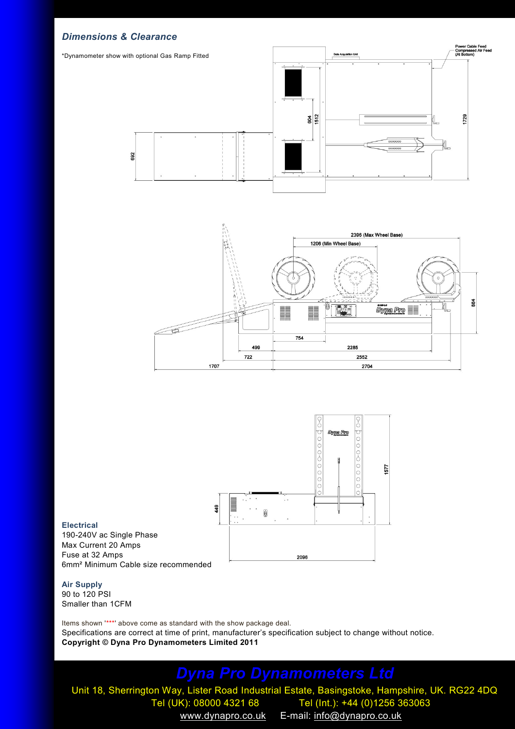## *Dimensions & Clearance*

*Dynamometer show with optional Gas Ramp Fitted

Data Acquisition Unit

Power Cable Feed
Compressed Air Feed
(At Bottom)

692
604
1512
1729

2396 (Max Wheel Base)
1206 (Min Wheel Base)
884
754
499
2285
722
2552
1707
2704

1577
449
2096

**Electrical**
190-240V ac Single Phase
Max Current 20 Amps
Fuse at 32 Amps
6mm² Minimum Cable size recommended

**Air Supply**
90 to 120 PSI
Smaller than 1CFM

Items shown '***' above come as standard with the show package deal.
Specifications are correct at time of print, manufacturer's specification subject to change without notice.
**Copyright © Dyna Pro Dynamometers Limited 2011**

*Dyna Pro Dynamometers Ltd*
Unit 18, Sherrington Way, Lister Road Industrial Estate, Basingstoke, Hampshire, UK. RG22 4DQ
Tel (UK): 08000 4321 68 Tel (Int.): +44 (0)1256 363063
www.dynapro.co.uk E-mail: info@dynapro.co.uk